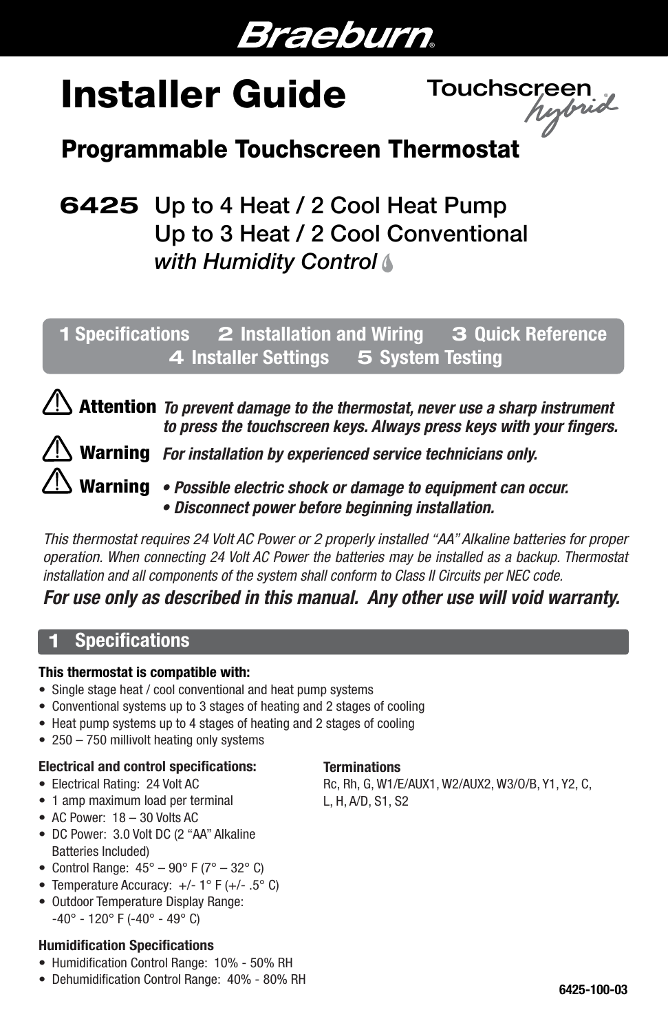Braeburn®

# Installer Guide

Touchscreen hybrid®

## Programmable Touchscreen Thermostat

**6425** Up to 4 Heat / 2 Cool Heat Pump
Up to 3 Heat / 2 Cool Conventional
*with Humidity Control*

**1** Specifications **2** Installation and Wiring **3** Quick Reference **4** Installer Settings **5** System Testing

**⚠ Attention** ***To prevent damage to the thermostat, never use a sharp instrument to press the touchscreen keys. Always press keys with your fingers.***

**⚠ Warning** ***For installation by experienced service technicians only.***

**⚠ Warning**
- ***Possible electric shock or damage to equipment can occur.***
- ***Disconnect power before beginning installation.***

*This thermostat requires 24 Volt AC Power or 2 properly installed "AA" Alkaline batteries for proper operation. When connecting 24 Volt AC Power the batteries may be installed as a backup. Thermostat installation and all components of the system shall conform to Class II Circuits per NEC code.*

***For use only as described in this manual. Any other use will void warranty.***

## 1 Specifications

**This thermostat is compatible with:**
- Single stage heat / cool conventional and heat pump systems
- Conventional systems up to 3 stages of heating and 2 stages of cooling
- Heat pump systems up to 4 stages of heating and 2 stages of cooling
- 250 – 750 millivolt heating only systems

**Electrical and control specifications:**
- Electrical Rating: 24 Volt AC
- 1 amp maximum load per terminal
- AC Power: 18 – 30 Volts AC
- DC Power: 3.0 Volt DC (2 "AA" Alkaline Batteries Included)
- Control Range: 45° – 90° F (7° – 32° C)
- Temperature Accuracy: +/- 1° F (+/- .5° C)
- Outdoor Temperature Display Range: -40° - 120° F (-40° - 49° C)

**Terminations**
Rc, Rh, G, W1/E/AUX1, W2/AUX2, W3/O/B, Y1, Y2, C, L, H, A/D, S1, S2

**Humidification Specifications**
- Humidification Control Range: 10% - 50% RH
- Dehumidification Control Range: 40% - 80% RH

6425-100-03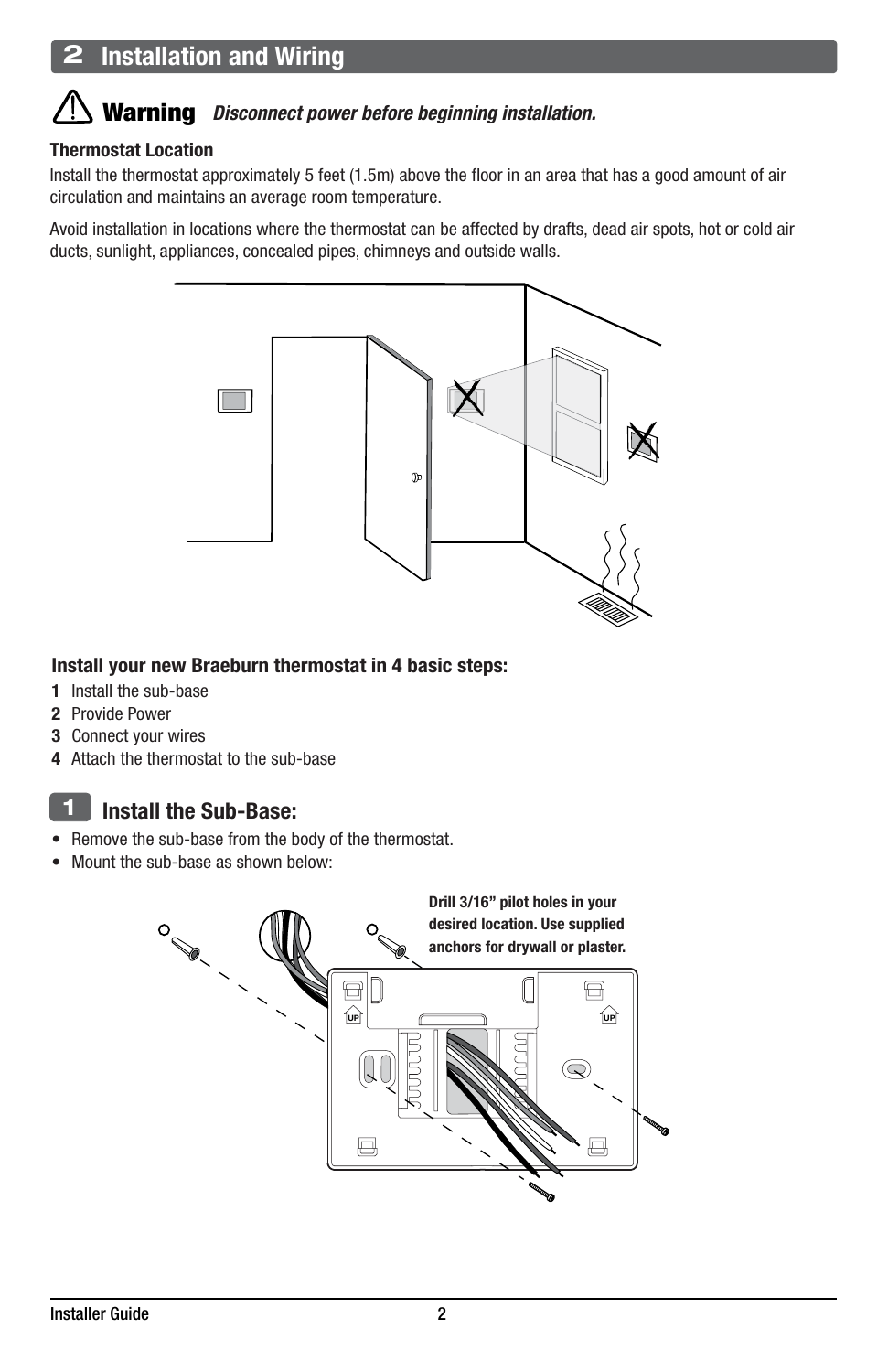# 2 Installation and Wording

# 2 Installation and Wiring

**⚠ Warning** ***Disconnect power before beginning installation.***

### Thermostat Location

Install the thermostat approximately 5 feet (1.5m) above the floor in an area that has a good amount of air circulation and maintains an average room temperature.

Avoid installation in locations where the thermostat can be affected by drafts, dead air spots, hot or cold air ducts, sunlight, appliances, concealed pipes, chimneys and outside walls.

### Install your new Braeburn thermostat in 4 basic steps:

1. Install the sub-base
2. Provide Power
3. Connect your wires
4. Attach the thermostat to the sub-base

## 1 Install the Sub-Base:

- Remove the sub-base from the body of the thermostat.
- Mount the sub-base as shown below:

**Drill 3/16" pilot holes in your desired location. Use supplied anchors for drywall or plaster.**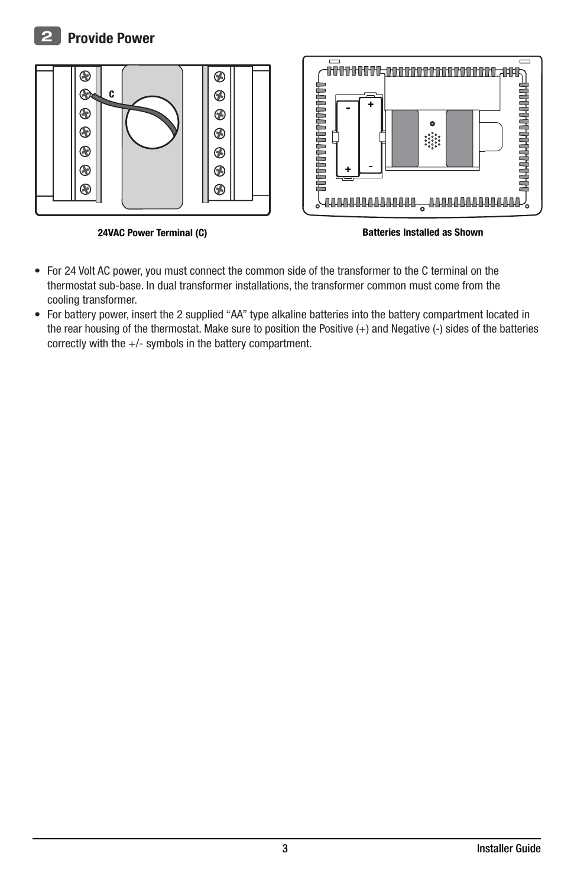## 2 Provide Power

24VAC Power Terminal (C)

Batteries Installed as Shown

- For 24 Volt AC power, you must connect the common side of the transformer to the C terminal on the thermostat sub-base. In dual transformer installations, the transformer common must come from the cooling transformer.
- For battery power, insert the 2 supplied “AA” type alkaline batteries into the battery compartment located in the rear housing of the thermostat. Make sure to position the Positive (+) and Negative (-) sides of the batteries correctly with the +/- symbols in the battery compartment.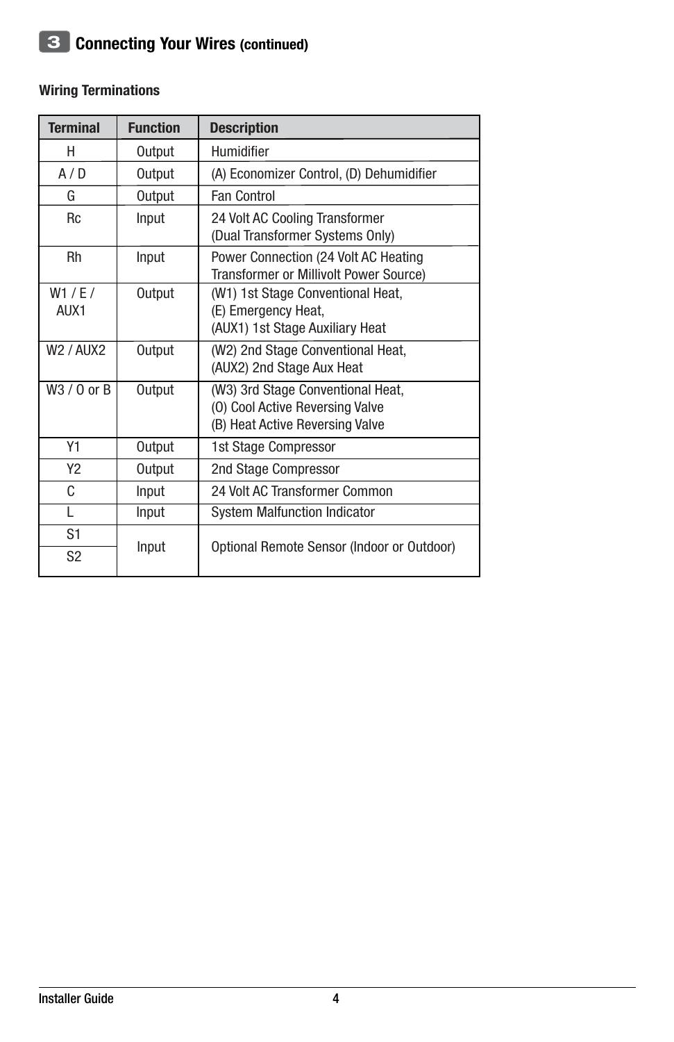## 3 Connecting Your Wires (continued)

### Wiring Terminations

| Terminal | Function | Description |
|---|---|---|
| H | Output | Humidifier |
| A / D | Output | (A) Economizer Control, (D) Dehumidifier |
| G | Output | Fan Control |
| Rc | Input | 24 Volt AC Cooling Transformer (Dual Transformer Systems Only) |
| Rh | Input | Power Connection (24 Volt AC Heating Transformer or Millivolt Power Source) |
| W1 / E / AUX1 | Output | (W1) 1st Stage Conventional Heat, (E) Emergency Heat, (AUX1) 1st Stage Auxiliary Heat |
| W2 / AUX2 | Output | (W2) 2nd Stage Conventional Heat, (AUX2) 2nd Stage Aux Heat |
| W3 / O or B | Output | (W3) 3rd Stage Conventional Heat, (O) Cool Active Reversing Valve (B) Heat Active Reversing Valve |
| Y1 | Output | 1st Stage Compressor |
| Y2 | Output | 2nd Stage Compressor |
| C | Input | 24 Volt AC Transformer Common |
| L | Input | System Malfunction Indicator |
| S1 | Input | Optional Remote Sensor (Indoor or Outdoor) |
| S2 | | |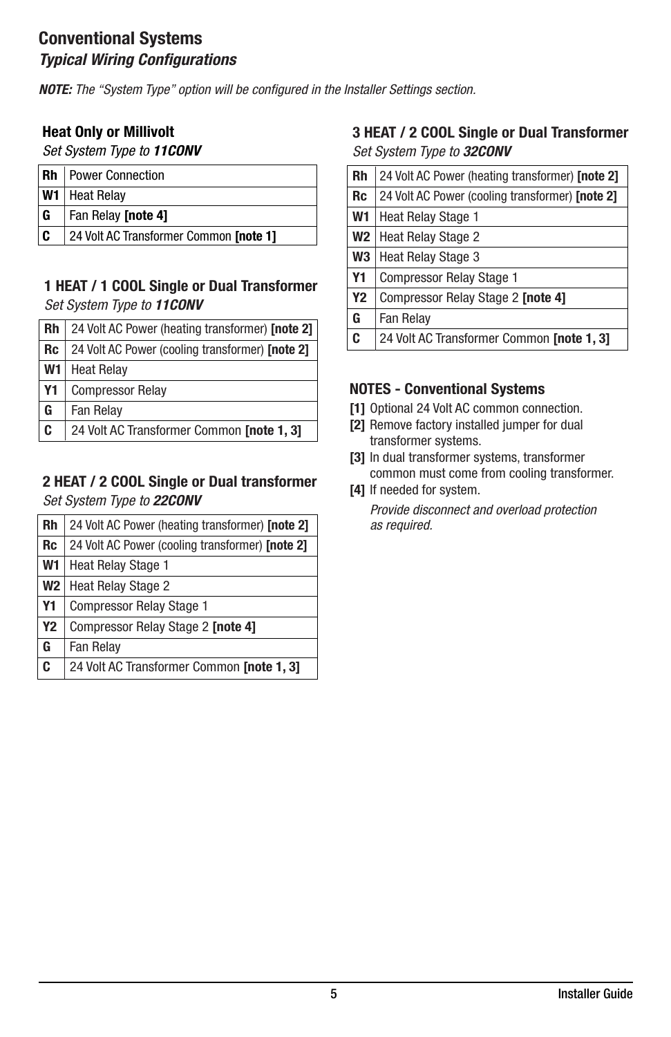# Conventional Systems

## *Typical Wiring Configurations*

***NOTE:*** *The "System Type" option will be configured in the Installer Settings section.*

### Heat Only or Millivolt

*Set System Type to **11CONV***

| | |
|---|---|
| **Rh** | Power Connection |
| **W1** | Heat Relay |
| **G** | Fan Relay **[note 4]** |
| **C** | 24 Volt AC Transformer Common **[note 1]** |

### 1 HEAT / 1 COOL Single or Dual Transformer

*Set System Type to **11CONV***

| | |
|---|---|
| **Rh** | 24 Volt AC Power (heating transformer) **[note 2]** |
| **Rc** | 24 Volt AC Power (cooling transformer) **[note 2]** |
| **W1** | Heat Relay |
| **Y1** | Compressor Relay |
| **G** | Fan Relay |
| **C** | 24 Volt AC Transformer Common **[note 1, 3]** |

### 2 HEAT / 2 COOL Single or Dual transformer

*Set System Type to **22CONV***

| | |
|---|---|
| **Rh** | 24 Volt AC Power (heating transformer) **[note 2]** |
| **Rc** | 24 Volt AC Power (cooling transformer) **[note 2]** |
| **W1** | Heat Relay Stage 1 |
| **W2** | Heat Relay Stage 2 |
| **Y1** | Compressor Relay Stage 1 |
| **Y2** | Compressor Relay Stage 2 **[note 4]** |
| **G** | Fan Relay |
| **C** | 24 Volt AC Transformer Common **[note 1, 3]** |

### 3 HEAT / 2 COOL Single or Dual Transformer

*Set System Type to **32CONV***

| | |
|---|---|
| **Rh** | 24 Volt AC Power (heating transformer) **[note 2]** |
| **Rc** | 24 Volt AC Power (cooling transformer) **[note 2]** |
| **W1** | Heat Relay Stage 1 |
| **W2** | Heat Relay Stage 2 |
| **W3** | Heat Relay Stage 3 |
| **Y1** | Compressor Relay Stage 1 |
| **Y2** | Compressor Relay Stage 2 **[note 4]** |
| **G** | Fan Relay |
| **C** | 24 Volt AC Transformer Common **[note 1, 3]** |

### NOTES - Conventional Systems

**[1]** Optional 24 Volt AC common connection.

**[2]** Remove factory installed jumper for dual transformer systems.

**[3]** In dual transformer systems, transformer common must come from cooling transformer.

**[4]** If needed for system.

*Provide disconnect and overload protection as required.*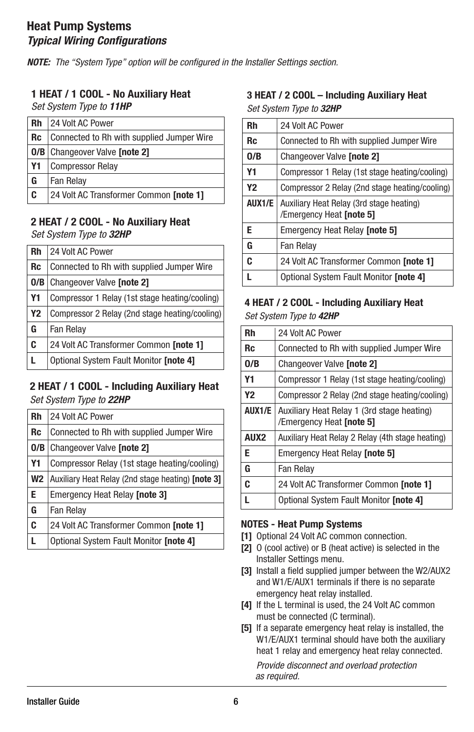## Heat Pump Systems

### *Typical Wiring Configurations*

***NOTE:*** *The "System Type" option will be configured in the Installer Settings section.*

**1 HEAT / 1 COOL - No Auxiliary Heat**
*Set System Type to **11HP***

| | |
|---|---|
| **Rh** | 24 Volt AC Power |
| **Rc** | Connected to Rh with supplied Jumper Wire |
| **O/B** | Changeover Valve **[note 2]** |
| **Y1** | Compressor Relay |
| **G** | Fan Relay |
| **C** | 24 Volt AC Transformer Common **[note 1]** |

**2 HEAT / 2 COOL - No Auxiliary Heat**
*Set System Type to **32HP***

| | |
|---|---|
| **Rh** | 24 Volt AC Power |
| **Rc** | Connected to Rh with supplied Jumper Wire |
| **O/B** | Changeover Valve **[note 2]** |
| **Y1** | Compressor 1 Relay (1st stage heating/cooling) |
| **Y2** | Compressor 2 Relay (2nd stage heating/cooling) |
| **G** | Fan Relay |
| **C** | 24 Volt AC Transformer Common **[note 1]** |
| **L** | Optional System Fault Monitor **[note 4]** |

**2 HEAT / 1 COOL - Including Auxiliary Heat**
*Set System Type to **22HP***

| | |
|---|---|
| **Rh** | 24 Volt AC Power |
| **Rc** | Connected to Rh with supplied Jumper Wire |
| **O/B** | Changeover Valve **[note 2]** |
| **Y1** | Compressor Relay (1st stage heating/cooling) |
| **W2** | Auxiliary Heat Relay (2nd stage heating) **[note 3]** |
| **E** | Emergency Heat Relay **[note 3]** |
| **G** | Fan Relay |
| **C** | 24 Volt AC Transformer Common **[note 1]** |
| **L** | Optional System Fault Monitor **[note 4]** |

**3 HEAT / 2 COOL – Including Auxiliary Heat**
*Set System Type to **32HP***

| | |
|---|---|
| **Rh** | 24 Volt AC Power |
| **Rc** | Connected to Rh with supplied Jumper Wire |
| **O/B** | Changeover Valve **[note 2]** |
| **Y1** | Compressor 1 Relay (1st stage heating/cooling) |
| **Y2** | Compressor 2 Relay (2nd stage heating/cooling) |
| **AUX1/E** | Auxiliary Heat Relay (3rd stage heating) /Emergency Heat **[note 5]** |
| **E** | Emergency Heat Relay **[note 5]** |
| **G** | Fan Relay |
| **C** | 24 Volt AC Transformer Common **[note 1]** |
| **L** | Optional System Fault Monitor **[note 4]** |

**4 HEAT / 2 COOL - Including Auxiliary Heat**
*Set System Type to **42HP***

| | |
|---|---|
| **Rh** | 24 Volt AC Power |
| **Rc** | Connected to Rh with supplied Jumper Wire |
| **O/B** | Changeover Valve **[note 2]** |
| **Y1** | Compressor 1 Relay (1st stage heating/cooling) |
| **Y2** | Compressor 2 Relay (2nd stage heating/cooling) |
| **AUX1/E** | Auxiliary Heat Relay 1 (3rd stage heating) /Emergency Heat **[note 5]** |
| **AUX2** | Auxiliary Heat Relay 2 Relay (4th stage heating) |
| **E** | Emergency Heat Relay **[note 5]** |
| **G** | Fan Relay |
| **C** | 24 Volt AC Transformer Common **[note 1]** |
| **L** | Optional System Fault Monitor **[note 4]** |

**NOTES - Heat Pump Systems**

**[1]** Optional 24 Volt AC common connection.
**[2]** O (cool active) or B (heat active) is selected in the Installer Settings menu.
**[3]** Install a field supplied jumper between the W2/AUX2 and W1/E/AUX1 terminals if there is no separate emergency heat relay installed.
**[4]** If the L terminal is used, the 24 Volt AC common must be connected (C terminal).
**[5]** If a separate emergency heat relay is installed, the W1/E/AUX1 terminal should have both the auxiliary heat 1 relay and emergency heat relay connected.

*Provide disconnect and overload protection as required.*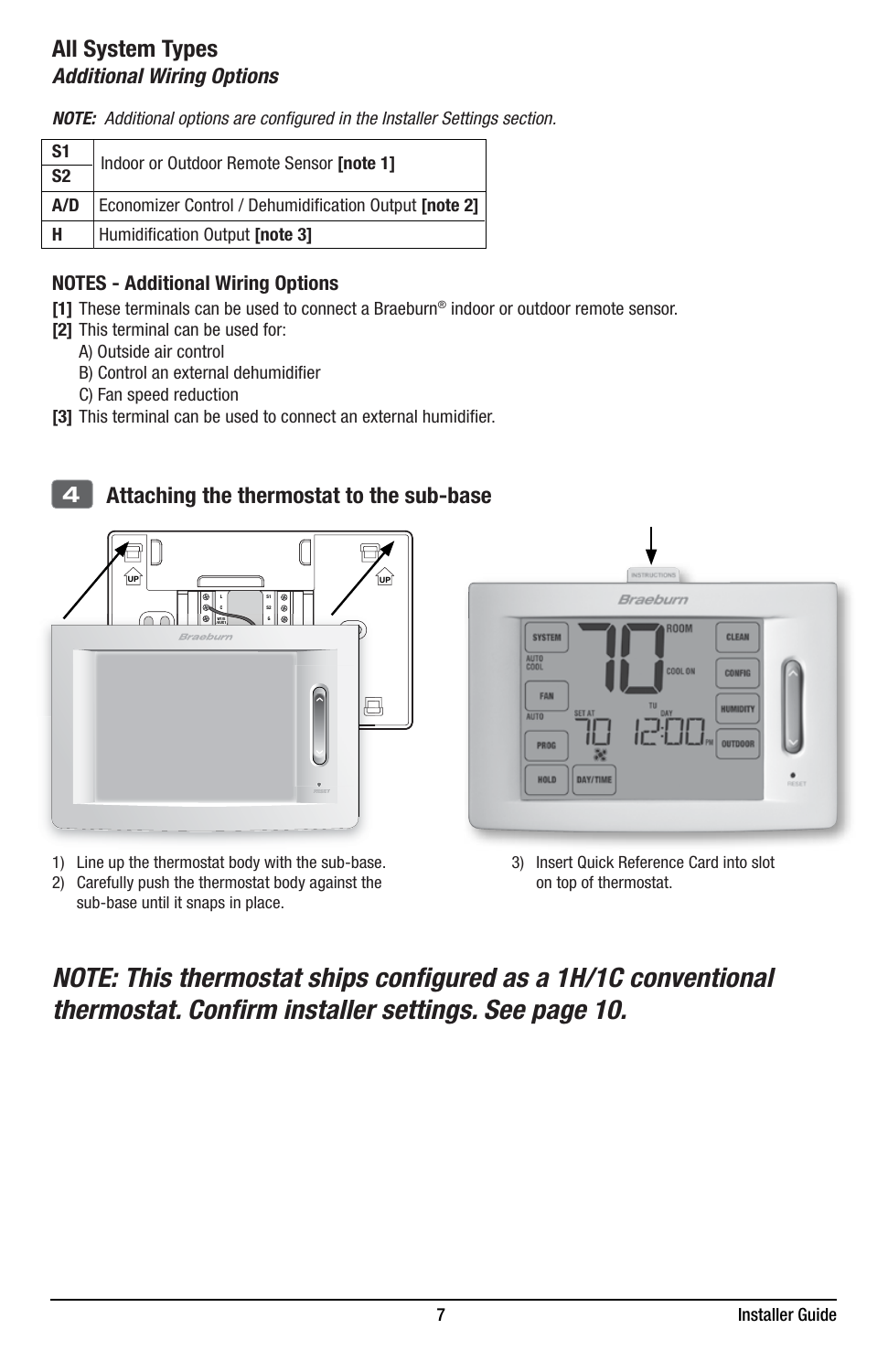## All System Types

### *Additional Wiring Options*

***NOTE:*** *Additional options are configured in the Installer Settings section.*

| | |
|---|---|
| **S1** | Indoor or Outdoor Remote Sensor **[note 1]** |
| **S2** | |
| **A/D** | Economizer Control / Dehumidification Output **[note 2]** |
| **H** | Humidification Output **[note 3]** |

### NOTES - Additional Wiring Options

**[1]** These terminals can be used to connect a Braeburn® indoor or outdoor remote sensor.

**[2]** This terminal can be used for:

A) Outside air control
B) Control an external dehumidifier
C) Fan speed reduction

**[3]** This terminal can be used to connect an external humidifier.

## 4 Attaching the thermostat to the sub-base

1) Line up the thermostat body with the sub-base.
2) Carefully push the thermostat body against the sub-base until it snaps in place.
3) Insert Quick Reference Card into slot on top of thermostat.

## *NOTE: This thermostat ships configured as a 1H/1C conventional thermostat. Confirm installer settings. See page 10.*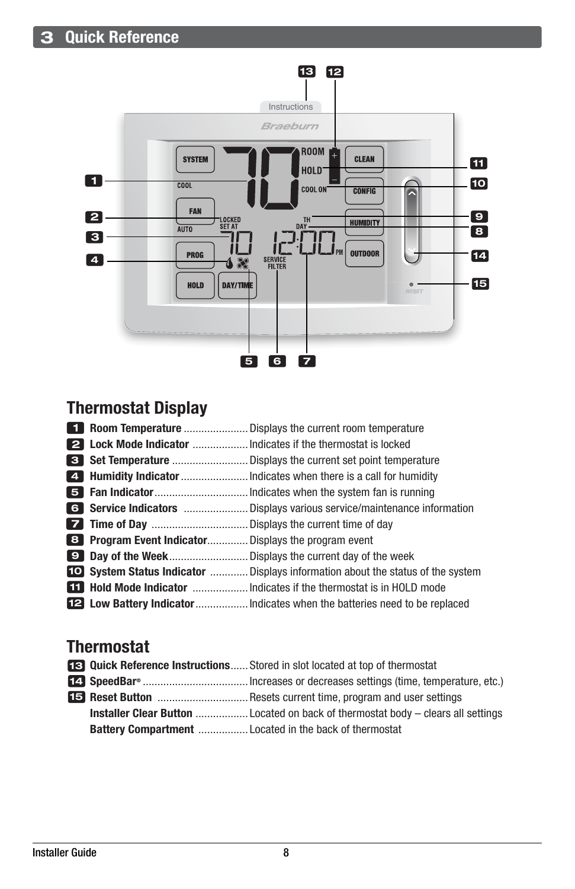## 3 Quick Reference

## Thermostat Display

| | | |
|---|---|---|
| 1 | **Room Temperature** | Displays the current room temperature |
| 2 | **Lock Mode Indicator** | Indicates if the thermostat is locked |
| 3 | **Set Temperature** | Displays the current set point temperature |
| 4 | **Humidity Indicator** | Indicates when there is a call for humidity |
| 5 | **Fan Indicator** | Indicates when the system fan is running |
| 6 | **Service Indicators** | Displays various service/maintenance information |
| 7 | **Time of Day** | Displays the current time of day |
| 8 | **Program Event Indicator** | Displays the program event |
| 9 | **Day of the Week** | Displays the current day of the week |
| 10 | **System Status Indicator** | Displays information about the status of the system |
| 11 | **Hold Mode Indicator** | Indicates if the thermostat is in HOLD mode |
| 12 | **Low Battery Indicator** | Indicates when the batteries need to be replaced |

## Thermostat

| | | |
|---|---|---|
| 13 | **Quick Reference Instructions** | Stored in slot located at top of thermostat |
| 14 | **SpeedBar®** | Increases or decreases settings (time, temperature, etc.) |
| 15 | **Reset Button** | Resets current time, program and user settings |
| | **Installer Clear Button** | Located on back of thermostat body – clears all settings |
| | **Battery Compartment** | Located in the back of thermostat |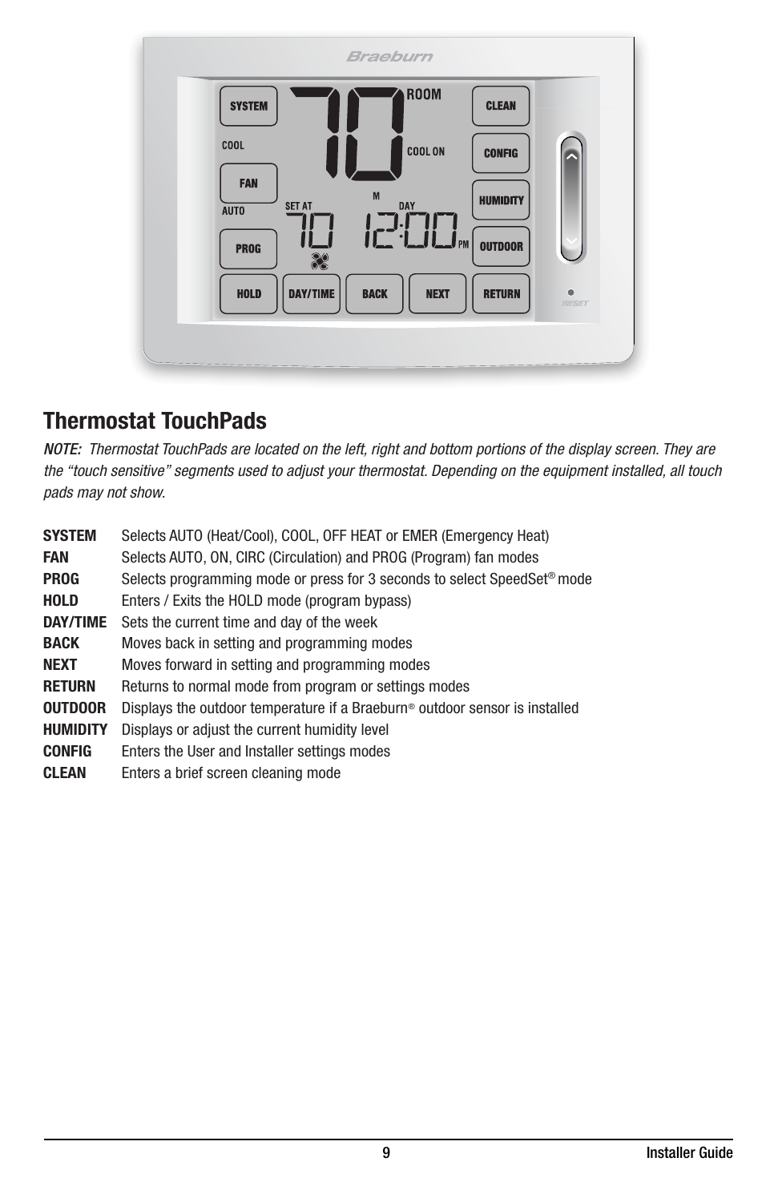## Thermostat TouchPads

*NOTE: Thermostat TouchPads are located on the left, right and bottom portions of the display screen. They are the "touch sensitive" segments used to adjust your thermostat. Depending on the equipment installed, all touch pads may not show.*

| | |
|---|---|
| **SYSTEM** | Selects AUTO (Heat/Cool), COOL, OFF HEAT or EMER (Emergency Heat) |
| **FAN** | Selects AUTO, ON, CIRC (Circulation) and PROG (Program) fan modes |
| **PROG** | Selects programming mode or press for 3 seconds to select SpeedSet® mode |
| **HOLD** | Enters / Exits the HOLD mode (program bypass) |
| **DAY/TIME** | Sets the current time and day of the week |
| **BACK** | Moves back in setting and programming modes |
| **NEXT** | Moves forward in setting and programming modes |
| **RETURN** | Returns to normal mode from program or settings modes |
| **OUTDOOR** | Displays the outdoor temperature if a Braeburn® outdoor sensor is installed |
| **HUMIDITY** | Displays or adjust the current humidity level |
| **CONFIG** | Enters the User and Installer settings modes |
| **CLEAN** | Enters a brief screen cleaning mode |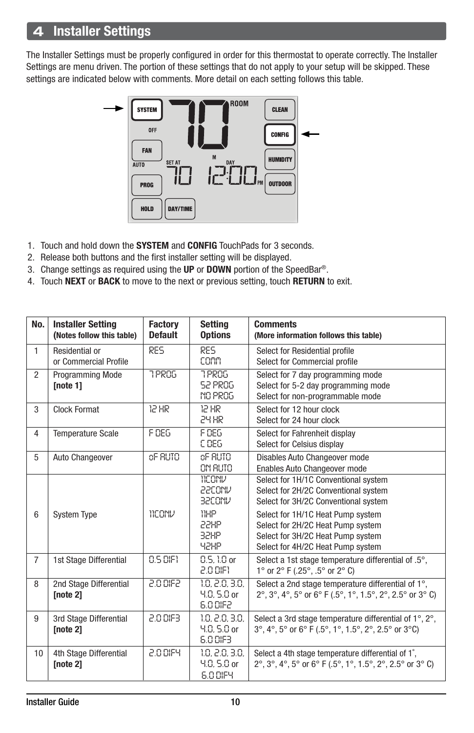## 4 Installer Settings

The Installer Settings must be properly configured in order for this thermostat to operate correctly. The Installer Settings are menu driven. The portion of these settings that do not apply to your setup will be skipped. These settings are indicated below with comments. More detail on each setting follows this table.

1. Touch and hold down the **SYSTEM** and **CONFIG** TouchPads for 3 seconds.
2. Release both buttons and the first installer setting will be displayed.
3. Change settings as required using the **UP** or **DOWN** portion of the SpeedBar®.
4. Touch **NEXT** or **BACK** to move to the next or previous setting, touch **RETURN** to exit.

| No. | Installer Setting **(Notes follow this table)** | Factory Default | Setting Options | Comments **(More information follows this table)** |
|---|---|---|---|---|
| 1 | Residential or or Commercial Profile | RES | RES<br>COMM | Select for Residential profile<br>Select for Commercial profile |
| 2 | Programming Mode **[note 1]** | 7 PROG | 7 PROG<br>52 PROG<br>NO PROG | Select for 7 day programming mode<br>Select for 5-2 day programming mode<br>Select for non-programmable mode |
| 3 | Clock Format | 12 HR | 12 HR<br>24 HR | Select for 12 hour clock<br>Select for 24 hour clock |
| 4 | Temperature Scale | F DEG | F DEG<br>C DEG | Select for Fahrenheit display<br>Select for Celsius display |
| 5 | Auto Changeover | oF AUTO | oF AUTO<br>ON AUTO | Disables Auto Changeover mode<br>Enables Auto Changeover mode |
| 6 | System Type | 11CONV | 11CONV<br>22CONV<br>32CONV<br>11HP<br>22HP<br>32HP<br>42HP | Select for 1H/1C Conventional system<br>Select for 2H/2C Conventional system<br>Select for 3H/2C Conventional system<br>Select for 1H/1C Heat Pump system<br>Select for 2H/2C Heat Pump system<br>Select for 3H/2C Heat Pump system<br>Select for 4H/2C Heat Pump system |
| 7 | 1st Stage Differential | 0.5 DIF1 | 0.5, 1.0 or 2.0 DIF1 | Select a 1st stage temperature differential of .5°, 1° or 2° F (.25°, .5° or 2° C) |
| 8 | 2nd Stage Differential **[note 2]** | 2.0 DIF2 | 1.0, 2.0, 3.0, 4.0, 5.0 or 6.0 DIF2 | Select a 2nd stage temperature differential of 1°, 2°, 3°, 4°, 5° or 6° F (.5°, 1°, 1.5°, 2°, 2.5° or 3° C) |
| 9 | 3rd Stage Differential **[note 2]** | 2.0 DIF3 | 1.0, 2.0, 3.0, 4.0, 5.0 or 6.0 DIF3 | Select a 3rd stage temperature differential of 1°, 2°, 3°, 4°, 5° or 6° F (.5°, 1°, 1.5°, 2°, 2.5° or 3°C) |
| 10 | 4th Stage Differential **[note 2]** | 2.0 DIF4 | 1.0, 2.0, 3.0, 4.0, 5.0 or 6.0 DIF4 | Select a 4th stage temperature differential of 1°, 2°, 3°, 4°, 5° or 6° F (.5°, 1°, 1.5°, 2°, 2.5° or 3° C) |

Installer Guide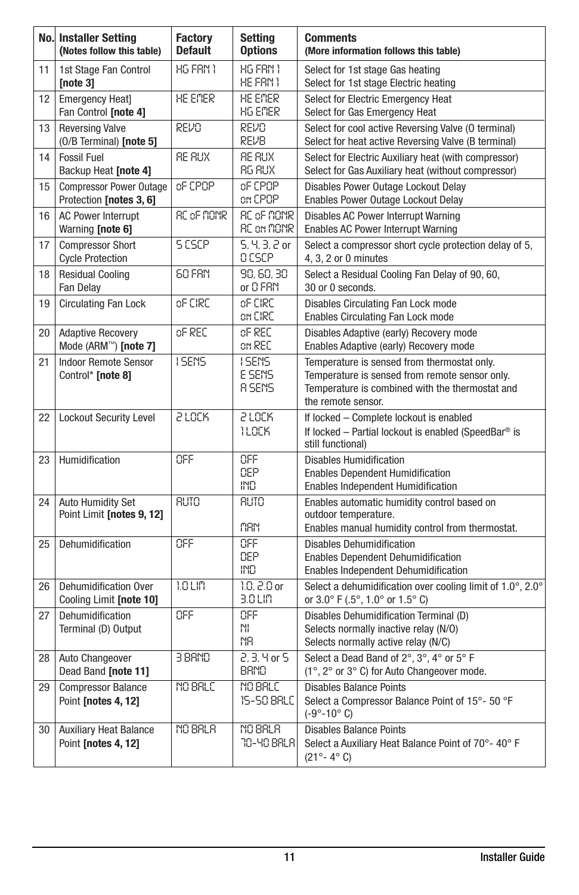| No. | Installer Setting (Notes follow this table) | Factory Default | Setting Options | Comments (More information follows this table) |
|---|---|---|---|---|
| 11 | 1st Stage Fan Control **[note 3]** | HG FAN 1 | HG FAN 1<br>HE FAN 1 | Select for 1st stage Gas heating<br>Select for 1st stage Electric heating |
| 12 | Emergency Heat] Fan Control **[note 4]** | HE EMER | HE EMER<br>HG EMER | Select for Electric Emergency Heat<br>Select for Gas Emergency Heat |
| 13 | Reversing Valve (O/B Terminal) **[note 5]** | REVO | REVO<br>REVB | Select for cool active Reversing Valve (O terminal)<br>Select for heat active Reversing Valve (B terminal) |
| 14 | Fossil Fuel Backup Heat **[note 4]** | AE AUX | AE AUX<br>AG AUX | Select for Electric Auxiliary heat (with compressor)<br>Select for Gas Auxiliary heat (without compressor) |
| 15 | Compressor Power Outage Protection **[notes 3, 6]** | oF CPOP | oF CPOP<br>on CPOP | Disables Power Outage Lockout Delay<br>Enables Power Outage Lockout Delay |
| 16 | AC Power Interrupt Warning **[note 6]** | AC oF MONR | AC oF MONR<br>AC on MONR | Disables AC Power Interrupt Warning<br>Enables AC Power Interrupt Warning |
| 17 | Compressor Short Cycle Protection | 5 CSCP | 5, 4, 3, 2 or 0 CSCP | Select a compressor short cycle protection delay of 5, 4, 3, 2 or 0 minutes |
| 18 | Residual Cooling Fan Delay | 60 FAN | 90, 60, 30 or 0 FAN | Select a Residual Cooling Fan Delay of 90, 60, 30 or 0 seconds. |
| 19 | Circulating Fan Lock | oF CIRC | oF CIRC<br>on CIRC | Disables Circulating Fan Lock mode<br>Enables Circulating Fan Lock mode |
| 20 | Adaptive Recovery Mode (ARM™) **[note 7]** | oF REC | oF REC<br>on REC | Disables Adaptive (early) Recovery mode<br>Enables Adaptive (early) Recovery mode |
| 21 | Indoor Remote Sensor Control* **[note 8]** | I SENS | I SENS<br>E SENS<br>A SENS | Temperature is sensed from thermostat only.<br>Temperature is sensed from remote sensor only.<br>Temperature is combined with the thermostat and the remote sensor. |
| 22 | Lockout Security Level | 2 LOCK | 2 LOCK<br>1 LOCK | If locked – Complete lockout is enabled<br>If locked – Partial lockout is enabled (SpeedBar® is still functional) |
| 23 | Humidification | OFF | OFF<br>DEP<br>IND | Disables Humidification<br>Enables Dependent Humidification<br>Enables Independent Humidification |
| 24 | Auto Humidity Set Point Limit **[notes 9, 12]** | AUTO | AUTO<br>MAN | Enables automatic humidity control based on outdoor temperature.<br>Enables manual humidity control from thermostat. |
| 25 | Dehumidification | OFF | OFF<br>DEP<br>IND | Disables Dehumidification<br>Enables Dependent Dehumidification<br>Enables Independent Dehumidification |
| 26 | Dehumidification Over Cooling Limit **[note 10]** | 1.0 LIM | 1.0, 2.0 or 3.0 LIM | Select a dehumidification over cooling limit of 1.0°, 2.0° or 3.0° F (.5°, 1.0° or 1.5° C) |
| 27 | Dehumidification Terminal (D) Output | OFF | OFF<br>NI<br>NA | Disables Dehumidification Terminal (D)<br>Selects normally inactive relay (N/O)<br>Selects normally active relay (N/C) |
| 28 | Auto Changeover Dead Band **[note 11]** | 3 BAND | 2, 3, 4 or 5 BAND | Select a Dead Band of 2°, 3°, 4° or 5° F (1°, 2° or 3° C) for Auto Changeover mode. |
| 29 | Compressor Balance Point **[notes 4, 12]** | NO BALC | NO BALC<br>15-50 BALC | Disables Balance Points<br>Select a Compressor Balance Point of 15°- 50 °F (-9°-10° C) |
| 30 | Auxiliary Heat Balance Point **[notes 4, 12]** | NO BALA | NO BALA<br>70-40 BALA | Disables Balance Points<br>Select a Auxiliary Heat Balance Point of 70°- 40° F (21°- 4° C) |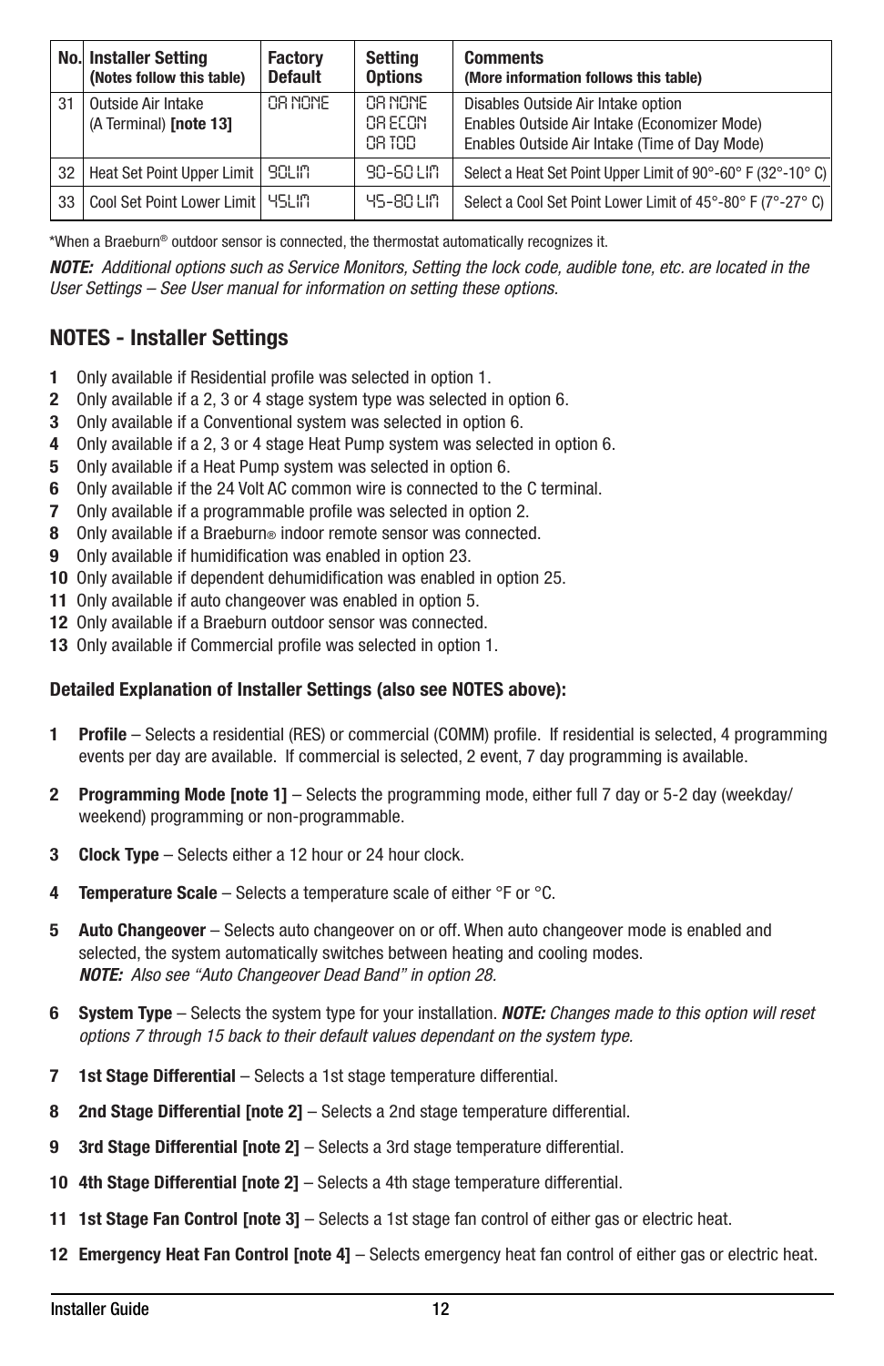| No. | Installer Setting (Notes follow this table) | Factory Default | Setting Options | Comments (More information follows this table) |
|---|---|---|---|---|
| 31 | Outside Air Intake (A Terminal) **[note 13]** | OA NONE | OA NONE<br>OA ECON<br>OA TOD | Disables Outside Air Intake option<br>Enables Outside Air Intake (Economizer Mode)<br>Enables Outside Air Intake (Time of Day Mode) |
| 32 | Heat Set Point Upper Limit | 90LIM | 90-60 LIM | Select a Heat Set Point Upper Limit of 90°-60° F (32°-10° C) |
| 33 | Cool Set Point Lower Limit | 45LIM | 45-80 LIM | Select a Cool Set Point Lower Limit of 45°-80° F (7°-27° C) |

*When a Braeburn® outdoor sensor is connected, the thermostat automatically recognizes it.

***NOTE:*** *Additional options such as Service Monitors, Setting the lock code, audible tone, etc. are located in the User Settings – See User manual for information on setting these options.*

## NOTES - Installer Settings

**1** Only available if Residential profile was selected in option 1.
**2** Only available if a 2, 3 or 4 stage system type was selected in option 6.
**3** Only available if a Conventional system was selected in option 6.
**4** Only available if a 2, 3 or 4 stage Heat Pump system was selected in option 6.
**5** Only available if a Heat Pump system was selected in option 6.
**6** Only available if the 24 Volt AC common wire is connected to the C terminal.
**7** Only available if a programmable profile was selected in option 2.
**8** Only available if a Braeburn® indoor remote sensor was connected.
**9** Only available if humidification was enabled in option 23.
**10** Only available if dependent dehumidification was enabled in option 25.
**11** Only available if auto changeover was enabled in option 5.
**12** Only available if a Braeburn outdoor sensor was connected.
**13** Only available if Commercial profile was selected in option 1.

### Detailed Explanation of Installer Settings (also see NOTES above):

**1 Profile** – Selects a residential (RES) or commercial (COMM) profile. If residential is selected, 4 programming events per day are available. If commercial is selected, 2 event, 7 day programming is available.

**2 Programming Mode [note 1]** – Selects the programming mode, either full 7 day or 5-2 day (weekday/weekend) programming or non-programmable.

**3 Clock Type** – Selects either a 12 hour or 24 hour clock.

**4 Temperature Scale** – Selects a temperature scale of either °F or °C.

**5 Auto Changeover** – Selects auto changeover on or off. When auto changeover mode is enabled and selected, the system automatically switches between heating and cooling modes.
***NOTE:*** *Also see "Auto Changeover Dead Band" in option 28.*

**6 System Type** – Selects the system type for your installation. ***NOTE:*** *Changes made to this option will reset options 7 through 15 back to their default values dependant on the system type.*

**7 1st Stage Differential** – Selects a 1st stage temperature differential.

**8 2nd Stage Differential [note 2]** – Selects a 2nd stage temperature differential.

**9 3rd Stage Differential [note 2]** – Selects a 3rd stage temperature differential.

**10 4th Stage Differential [note 2]** – Selects a 4th stage temperature differential.

**11 1st Stage Fan Control [note 3]** – Selects a 1st stage fan control of either gas or electric heat.

**12 Emergency Heat Fan Control [note 4]** – Selects emergency heat fan control of either gas or electric heat.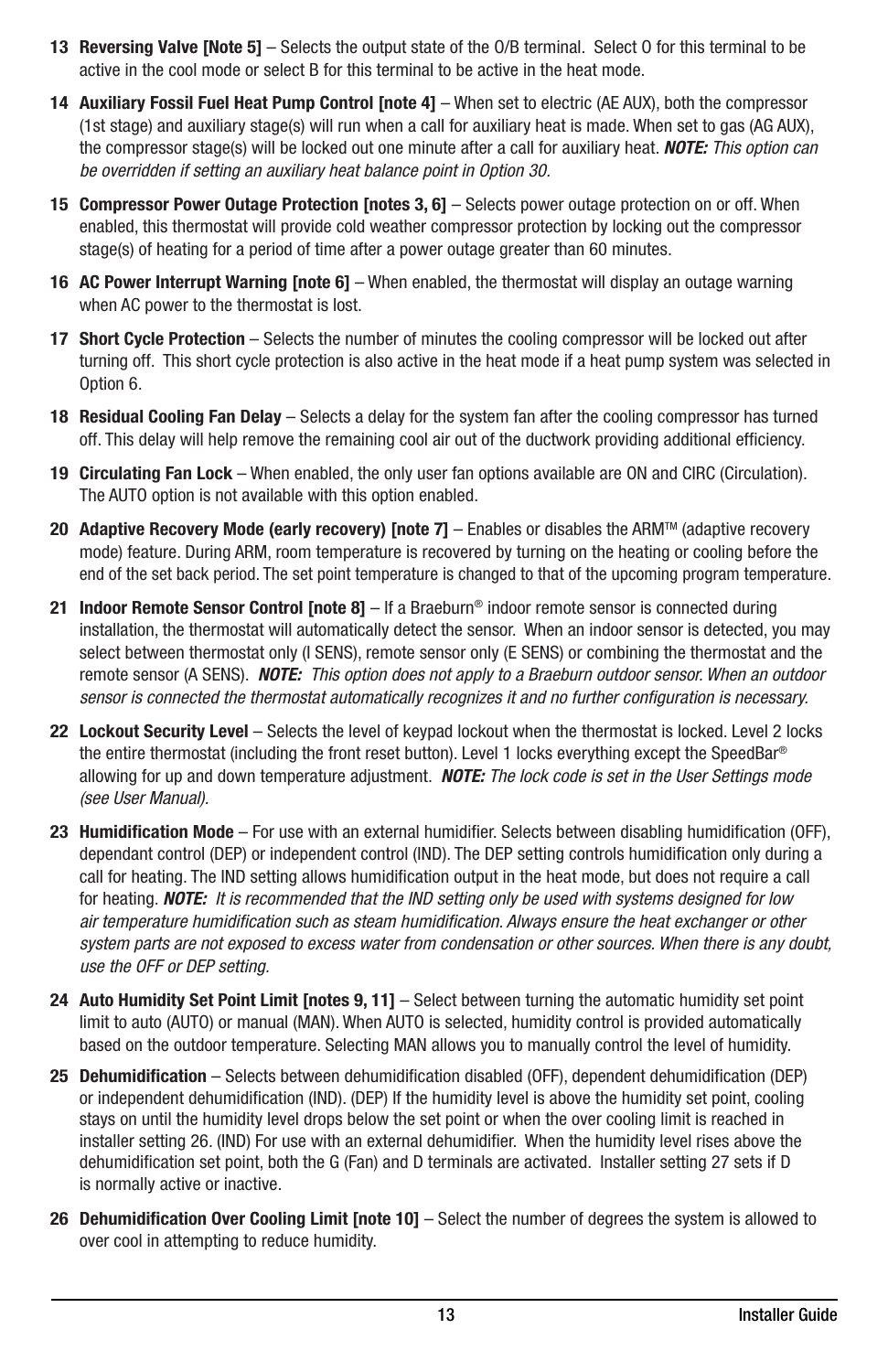**13 Reversing Valve [Note 5]** – Selects the output state of the O/B terminal. Select O for this terminal to be active in the cool mode or select B for this terminal to be active in the heat mode.

**14 Auxiliary Fossil Fuel Heat Pump Control [note 4]** – When set to electric (AE AUX), both the compressor (1st stage) and auxiliary stage(s) will run when a call for auxiliary heat is made. When set to gas (AG AUX), the compressor stage(s) will be locked out one minute after a call for auxiliary heat. ***NOTE:*** *This option can be overridden if setting an auxiliary heat balance point in Option 30.*

**15 Compressor Power Outage Protection [notes 3, 6]** – Selects power outage protection on or off. When enabled, this thermostat will provide cold weather compressor protection by locking out the compressor stage(s) of heating for a period of time after a power outage greater than 60 minutes.

**16 AC Power Interrupt Warning [note 6]** – When enabled, the thermostat will display an outage warning when AC power to the thermostat is lost.

**17 Short Cycle Protection** – Selects the number of minutes the cooling compressor will be locked out after turning off. This short cycle protection is also active in the heat mode if a heat pump system was selected in Option 6.

**18 Residual Cooling Fan Delay** – Selects a delay for the system fan after the cooling compressor has turned off. This delay will help remove the remaining cool air out of the ductwork providing additional efficiency.

**19 Circulating Fan Lock** – When enabled, the only user fan options available are ON and CIRC (Circulation). The AUTO option is not available with this option enabled.

**20 Adaptive Recovery Mode (early recovery) [note 7]** – Enables or disables the ARM™ (adaptive recovery mode) feature. During ARM, room temperature is recovered by turning on the heating or cooling before the end of the set back period. The set point temperature is changed to that of the upcoming program temperature.

**21 Indoor Remote Sensor Control [note 8]** – If a Braeburn® indoor remote sensor is connected during installation, the thermostat will automatically detect the sensor. When an indoor sensor is detected, you may select between thermostat only (I SENS), remote sensor only (E SENS) or combining the thermostat and the remote sensor (A SENS). ***NOTE:*** *This option does not apply to a Braeburn outdoor sensor. When an outdoor sensor is connected the thermostat automatically recognizes it and no further configuration is necessary.*

**22 Lockout Security Level** – Selects the level of keypad lockout when the thermostat is locked. Level 2 locks the entire thermostat (including the front reset button). Level 1 locks everything except the SpeedBar® allowing for up and down temperature adjustment. ***NOTE:*** *The lock code is set in the User Settings mode (see User Manual).*

**23 Humidification Mode** – For use with an external humidifier. Selects between disabling humidification (OFF), dependant control (DEP) or independent control (IND). The DEP setting controls humidification only during a call for heating. The IND setting allows humidification output in the heat mode, but does not require a call for heating. ***NOTE:*** *It is recommended that the IND setting only be used with systems designed for low air temperature humidification such as steam humidification. Always ensure the heat exchanger or other system parts are not exposed to excess water from condensation or other sources. When there is any doubt, use the OFF or DEP setting.*

**24 Auto Humidity Set Point Limit [notes 9, 11]** – Select between turning the automatic humidity set point limit to auto (AUTO) or manual (MAN). When AUTO is selected, humidity control is provided automatically based on the outdoor temperature. Selecting MAN allows you to manually control the level of humidity.

**25 Dehumidification** – Selects between dehumidification disabled (OFF), dependent dehumidification (DEP) or independent dehumidification (IND). (DEP) If the humidity level is above the humidity set point, cooling stays on until the humidity level drops below the set point or when the over cooling limit is reached in installer setting 26. (IND) For use with an external dehumidifier. When the humidity level rises above the dehumidification set point, both the G (Fan) and D terminals are activated. Installer setting 27 sets if D is normally active or inactive.

**26 Dehumidification Over Cooling Limit [note 10]** – Select the number of degrees the system is allowed to over cool in attempting to reduce humidity.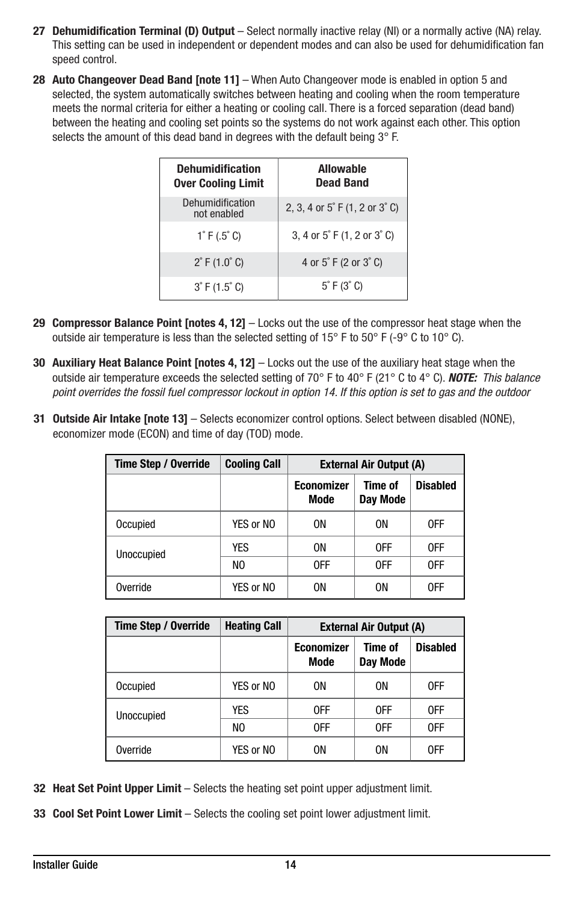**27 Dehumidification Terminal (D) Output** – Select normally inactive relay (NI) or a normally active (NA) relay. This setting can be used in independent or dependent modes and can also be used for dehumidification fan speed control.

**28 Auto Changeover Dead Band [note 11]** – When Auto Changeover mode is enabled in option 5 and selected, the system automatically switches between heating and cooling when the room temperature meets the normal criteria for either a heating or cooling call. There is a forced separation (dead band) between the heating and cooling set points so the systems do not work against each other. This option selects the amount of this dead band in degrees with the default being 3° F.

| Dehumidification Over Cooling Limit | Allowable Dead Band |
|---|---|
| Dehumidification not enabled | 2, 3, 4 or 5° F (1, 2 or 3° C) |
| 1° F (.5° C) | 3, 4 or 5° F (1, 2 or 3° C) |
| 2° F (1.0° C) | 4 or 5° F (2 or 3° C) |
| 3° F (1.5° C) | 5° F (3° C) |

**29 Compressor Balance Point [notes 4, 12]** – Locks out the use of the compressor heat stage when the outside air temperature is less than the selected setting of 15° F to 50° F (-9° C to 10° C).

**30 Auxiliary Heat Balance Point [notes 4, 12]** – Locks out the use of the auxiliary heat stage when the outside air temperature exceeds the selected setting of 70° F to 40° F (21° C to 4° C). ***NOTE:*** *This balance point overrides the fossil fuel compressor lockout in option 14. If this option is set to gas and the outdoor*

**31 Outside Air Intake [note 13]** – Selects economizer control options. Select between disabled (NONE), economizer mode (ECON) and time of day (TOD) mode.

| Time Step / Override | Cooling Call | External Air Output (A) | | |
|---|---|---|---|---|
| | | Economizer Mode | Time of Day Mode | Disabled |
| Occupied | YES or NO | ON | ON | OFF |
| Unoccupied | YES | ON | OFF | OFF |
| | NO | OFF | OFF | OFF |
| Override | YES or NO | ON | ON | OFF |

| Time Step / Override | Heating Call | External Air Output (A) | | |
|---|---|---|---|---|
| | | Economizer Mode | Time of Day Mode | Disabled |
| Occupied | YES or NO | ON | ON | OFF |
| Unoccupied | YES | OFF | OFF | OFF |
| | NO | OFF | OFF | OFF |
| Override | YES or NO | ON | ON | OFF |

**32 Heat Set Point Upper Limit** – Selects the heating set point upper adjustment limit.

**33 Cool Set Point Lower Limit** – Selects the cooling set point lower adjustment limit.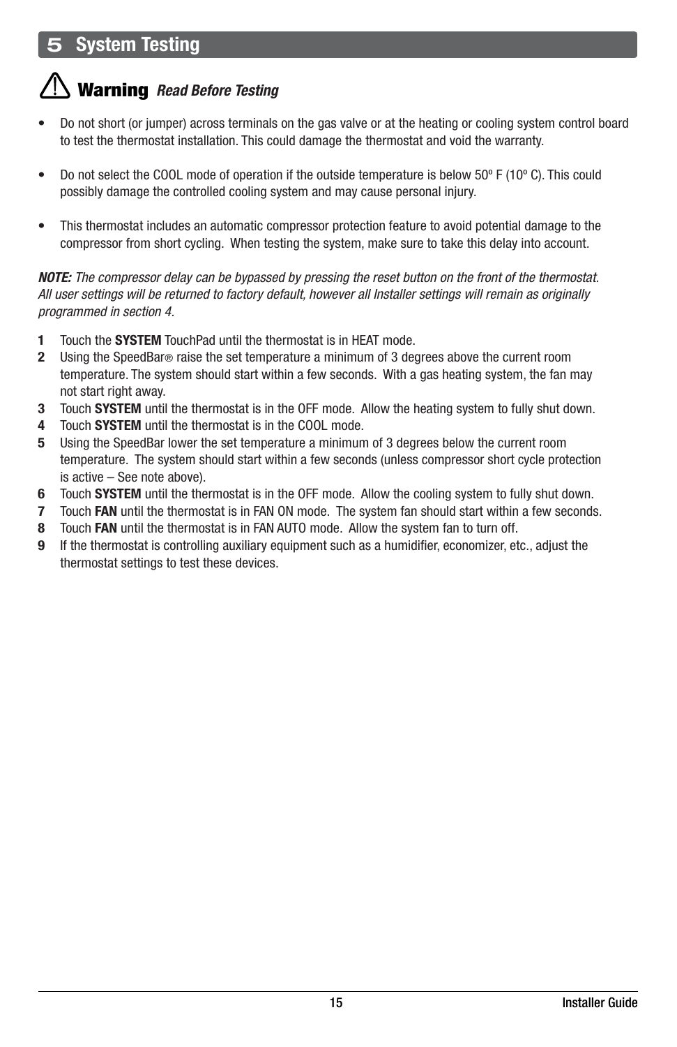# 5 System Testing

## ⚠ Warning *Read Before Testing*

- Do not short (or jumper) across terminals on the gas valve or at the heating or cooling system control board to test the thermostat installation. This could damage the thermostat and void the warranty.

- Do not select the COOL mode of operation if the outside temperature is below 50º F (10º C). This could possibly damage the controlled cooling system and may cause personal injury.

- This thermostat includes an automatic compressor protection feature to avoid potential damage to the compressor from short cycling. When testing the system, make sure to take this delay into account.

***NOTE:*** *The compressor delay can be bypassed by pressing the reset button on the front of the thermostat. All user settings will be returned to factory default, however all Installer settings will remain as originally programmed in section 4.*

1. Touch the **SYSTEM** TouchPad until the thermostat is in HEAT mode.
2. Using the SpeedBar® raise the set temperature a minimum of 3 degrees above the current room temperature. The system should start within a few seconds. With a gas heating system, the fan may not start right away.
3. Touch **SYSTEM** until the thermostat is in the OFF mode. Allow the heating system to fully shut down.
4. Touch **SYSTEM** until the thermostat is in the COOL mode.
5. Using the SpeedBar lower the set temperature a minimum of 3 degrees below the current room temperature. The system should start within a few seconds (unless compressor short cycle protection is active – See note above).
6. Touch **SYSTEM** until the thermostat is in the OFF mode. Allow the cooling system to fully shut down.
7. Touch **FAN** until the thermostat is in FAN ON mode. The system fan should start within a few seconds.
8. Touch **FAN** until the thermostat is in FAN AUTO mode. Allow the system fan to turn off.
9. If the thermostat is controlling auxiliary equipment such as a humidifier, economizer, etc., adjust the thermostat settings to test these devices.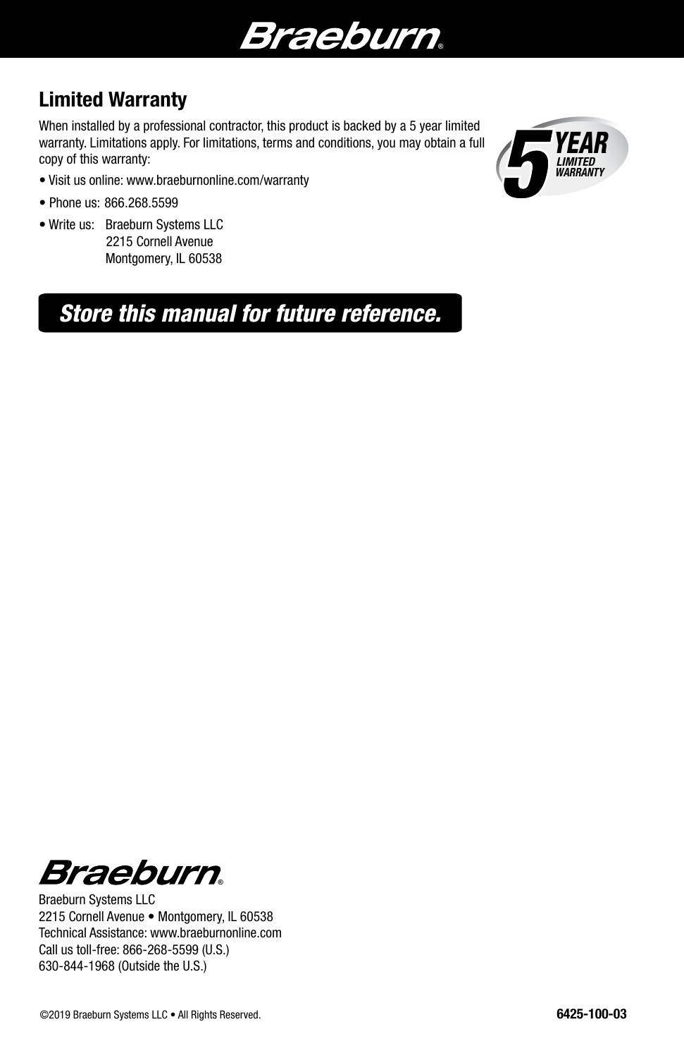Braeburn®

## Limited Warranty

When installed by a professional contractor, this product is backed by a 5 year limited warranty. Limitations apply. For limitations, terms and conditions, you may obtain a full copy of this warranty:

5 YEAR LIMITED WARRANTY

- Visit us online: www.braeburnonline.com/warranty
- Phone us: 866.268.5599
- Write us: Braeburn Systems LLC
  2215 Cornell Avenue
  Montgomery, IL 60538

***Store this manual for future reference.***

Braeburn®

Braeburn Systems LLC
2215 Cornell Avenue • Montgomery, IL 60538
Technical Assistance: www.braeburnonline.com
Call us toll-free: 866-268-5599 (U.S.)
630-844-1968 (Outside the U.S.)

©2019 Braeburn Systems LLC • All Rights Reserved.

**6425-100-03**